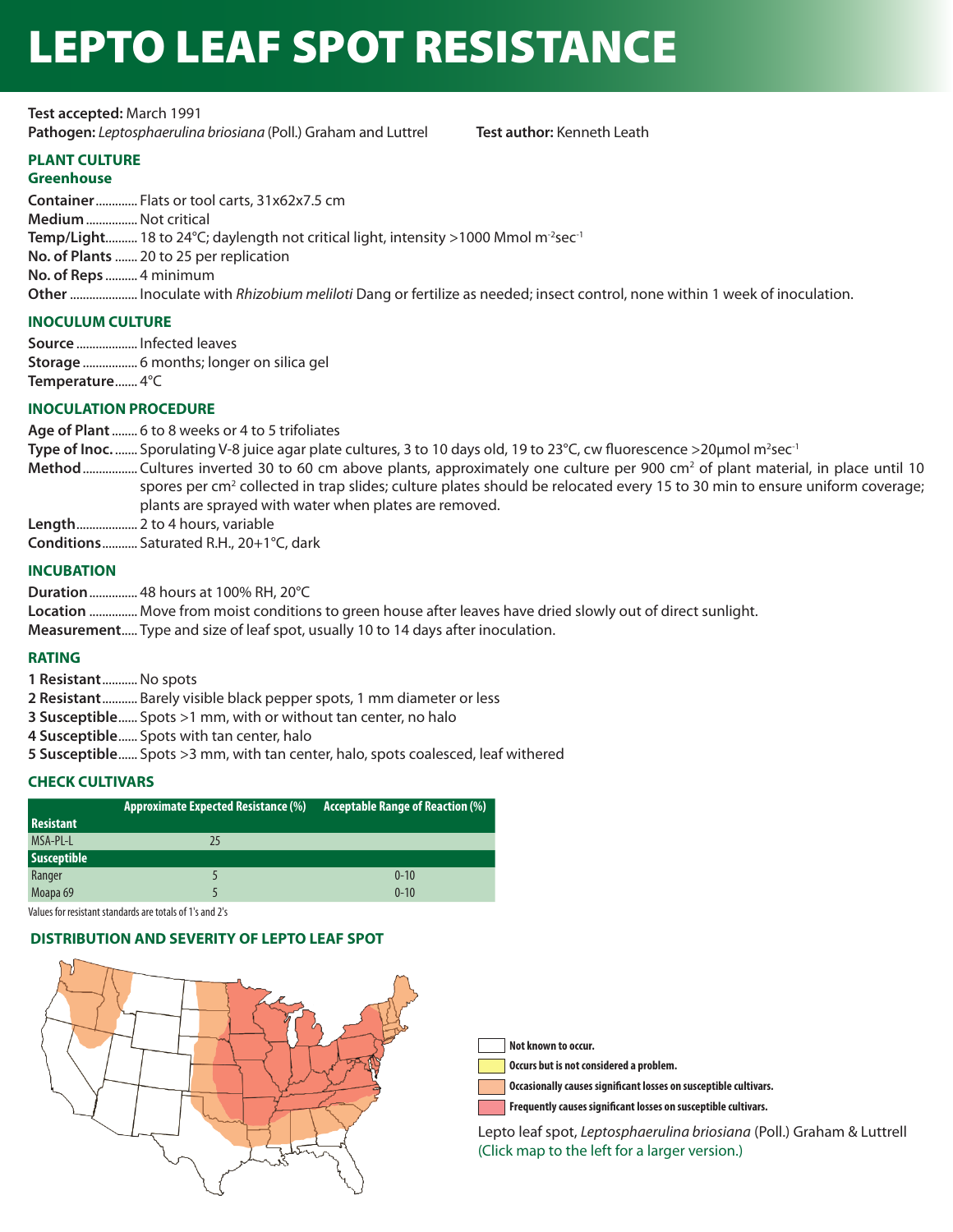# LEPTO LEAF SPOT RESISTANCE

**Test accepted:** March 1991

**Pathogen:** *Leptosphaerulina briosiana* (Poll.) Graham and Luttrel

**Test author:** Kenneth Leath

## PLANT CULTURE

### Greenhouse

**Container**............ Flats or tool carts, 31x62x7.5 cm

**Medium**................ Not critical

**Temp/Light**.......... 18 to 24°C; daylength not critical light, intensity >1000 Mmol $m^{-2}sec^{-1}$

**No. of Plants**....... 20 to 25 per replication

**No. of Reps**.......... 4 minimum

**Other**..................... Inoculate with *Rhizobium meliloti* Dang or fertilize as needed; insect control, none within 1 week of inoculation.

## INOCULUM CULTURE

**Source**................... Infected leaves

**Storage**................. 6 months; longer on silica gel

**Temperature**....... 4°C

## INOCULATION PROCEDURE

**Age of Plant**........ 6 to 8 weeks or 4 to 5 trifoliates

**Type of Inoc.**........ Sporulating V-8 juice agar plate cultures, 3 to 10 days old, 19 to 23°C, cw fluorescence >20µmol $m^2sec^{-1}$

**Method**................. Cultures inverted 30 to 60 cm above plants, approximately one culture per 900 $cm^2$ of plant material, in place until 10 spores per $cm^2$ collected in trap slides; culture plates should be relocated every 15 to 30 min to ensure uniform coverage; plants are sprayed with water when plates are removed.

**Length**.................. 2 to 4 hours, variable

**Conditions**........... Saturated R.H., 20+1°C, dark

## INCUBATION

**Duration**............... 48 hours at 100% RH, 20°C

**Location**............... Move from moist conditions to green house after leaves have dried slowly out of direct sunlight.

**Measurement**..... Type and size of leaf spot, usually 10 to 14 days after inoculation.

## RATING

**1 Resistant**........... No spots

**2 Resistant**........... Barely visible black pepper spots, 1 mm diameter or less

**3 Susceptible**...... Spots >1 mm, with or without tan center, no halo

**4 Susceptible**...... Spots with tan center, halo

**5 Susceptible**...... Spots >3 mm, with tan center, halo, spots coalesced, leaf withered

## CHECK CULTIVARS

| | Approximate Expected Resistance (%) | Acceptable Range of Reaction (%) |
|---|---|---|
| **Resistant** | | |
| MSA-PL-L | 25 | |
| **Susceptible** | | |
| Ranger | 5 | 0-10 |
| Moapa 69 | 5 | 0-10 |

Values for resistant standards are totals of 1's and 2's

## DISTRIBUTION AND SEVERITY OF LEPTO LEAF SPOT

- Not known to occur.
- Occurs but is not considered a problem.
- Occasionally causes significant losses on susceptible cultivars.
- Frequently causes significant losses on susceptible cultivars.

Lepto leaf spot, *Leptosphaerulina briosiana* (Poll.) Graham & Luttrell
(Click map to the left for a larger version.)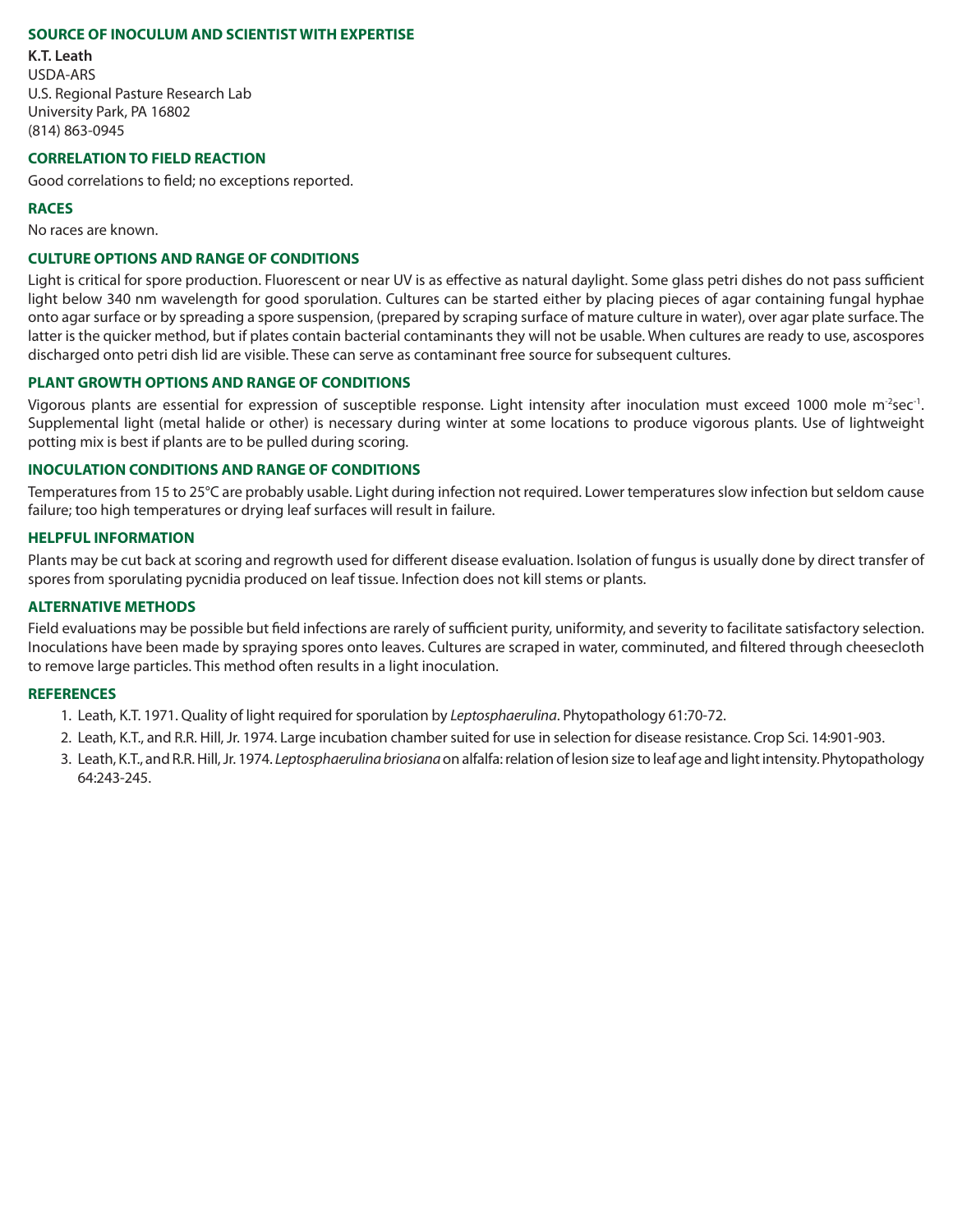## SOURCE OF INOCULUM AND SCIENTIST WITH EXPERTISE

**K.T. Leath**
USDA-ARS
U.S. Regional Pasture Research Lab
University Park, PA 16802
(814) 863-0945

## CORRELATION TO FIELD REACTION

Good correlations to field; no exceptions reported.

## RACES

No races are known.

## CULTURE OPTIONS AND RANGE OF CONDITIONS

Light is critical for spore production. Fluorescent or near UV is as effective as natural daylight. Some glass petri dishes do not pass sufficient light below 340 nm wavelength for good sporulation. Cultures can be started either by placing pieces of agar containing fungal hyphae onto agar surface or by spreading a spore suspension, (prepared by scraping surface of mature culture in water), over agar plate surface. The latter is the quicker method, but if plates contain bacterial contaminants they will not be usable. When cultures are ready to use, ascospores discharged onto petri dish lid are visible. These can serve as contaminant free source for subsequent cultures.

## PLANT GROWTH OPTIONS AND RANGE OF CONDITIONS

Vigorous plants are essential for expression of susceptible response. Light intensity after inoculation must exceed 1000 mole $m^{-2}sec^{-1}$. Supplemental light (metal halide or other) is necessary during winter at some locations to produce vigorous plants. Use of lightweight potting mix is best if plants are to be pulled during scoring.

## INOCULATION CONDITIONS AND RANGE OF CONDITIONS

Temperatures from 15 to 25°C are probably usable. Light during infection not required. Lower temperatures slow infection but seldom cause failure; too high temperatures or drying leaf surfaces will result in failure.

## HELPFUL INFORMATION

Plants may be cut back at scoring and regrowth used for different disease evaluation. Isolation of fungus is usually done by direct transfer of spores from sporulating pycnidia produced on leaf tissue. Infection does not kill stems or plants.

## ALTERNATIVE METHODS

Field evaluations may be possible but field infections are rarely of sufficient purity, uniformity, and severity to facilitate satisfactory selection. Inoculations have been made by spraying spores onto leaves. Cultures are scraped in water, comminuted, and filtered through cheesecloth to remove large particles. This method often results in a light inoculation.

## REFERENCES

1. Leath, K.T. 1971. Quality of light required for sporulation by *Leptosphaerulina*. Phytopathology 61:70-72.
2. Leath, K.T., and R.R. Hill, Jr. 1974. Large incubation chamber suited for use in selection for disease resistance. Crop Sci. 14:901-903.
3. Leath, K.T., and R.R. Hill, Jr. 1974. *Leptosphaerulina briosiana* on alfalfa: relation of lesion size to leaf age and light intensity. Phytopathology 64:243-245.